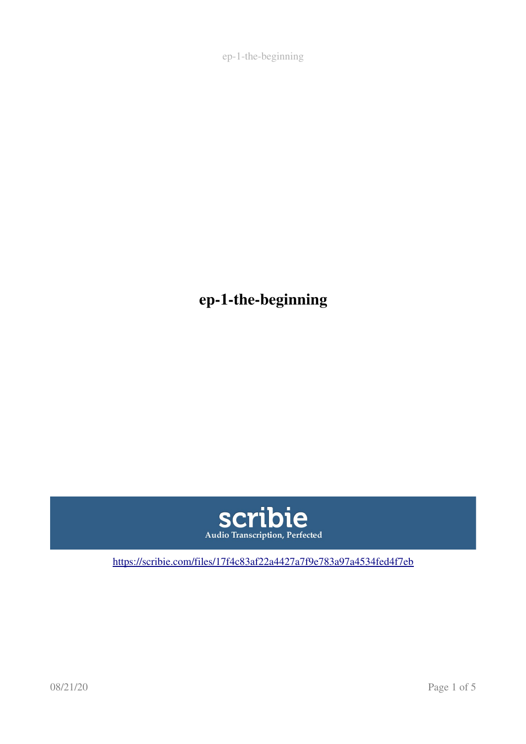# ep-1-the-beginning

**scribie**

Audio Transcription, Perfected

https://scribie.com/files/17f4c83af22a4427a7f9e783a97a4534fed4f7eb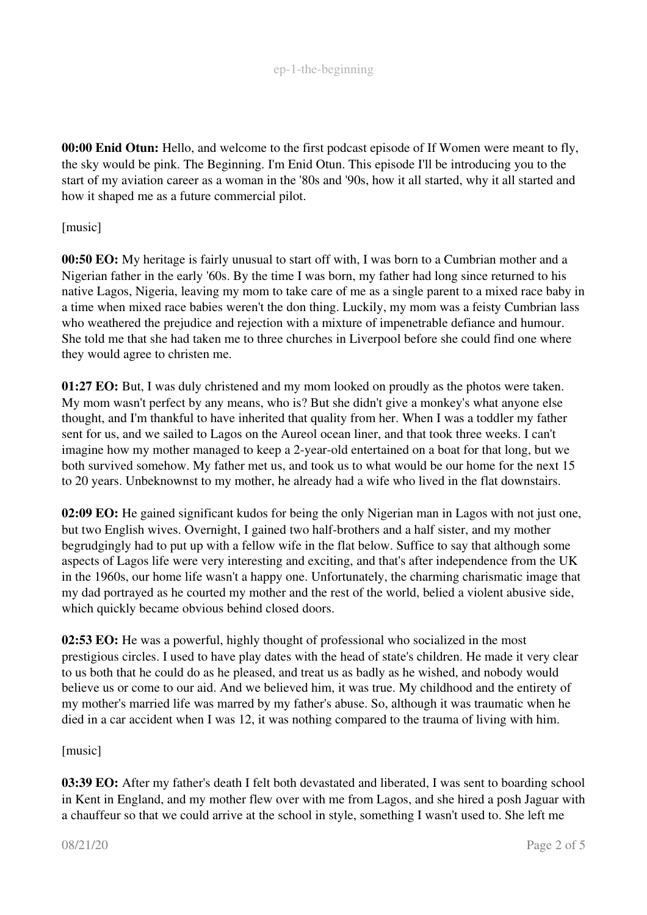**00:00 Enid Otun:** Hello, and welcome to the first podcast episode of If Women were meant to fly, the sky would be pink. The Beginning. I'm Enid Otun. This episode I'll be introducing you to the start of my aviation career as a woman in the '80s and '90s, how it all started, why it all started and how it shaped me as a future commercial pilot.

[music]

**00:50 EO:** My heritage is fairly unusual to start off with, I was born to a Cumbrian mother and a Nigerian father in the early '60s. By the time I was born, my father had long since returned to his native Lagos, Nigeria, leaving my mom to take care of me as a single parent to a mixed race baby in a time when mixed race babies weren't the don thing. Luckily, my mom was a feisty Cumbrian lass who weathered the prejudice and rejection with a mixture of impenetrable defiance and humour. She told me that she had taken me to three churches in Liverpool before she could find one where they would agree to christen me.

**01:27 EO:** But, I was duly christened and my mom looked on proudly as the photos were taken. My mom wasn't perfect by any means, who is? But she didn't give a monkey's what anyone else thought, and I'm thankful to have inherited that quality from her. When I was a toddler my father sent for us, and we sailed to Lagos on the Aureol ocean liner, and that took three weeks. I can't imagine how my mother managed to keep a 2-year-old entertained on a boat for that long, but we both survived somehow. My father met us, and took us to what would be our home for the next 15 to 20 years. Unbeknownst to my mother, he already had a wife who lived in the flat downstairs.

**02:09 EO:** He gained significant kudos for being the only Nigerian man in Lagos with not just one, but two English wives. Overnight, I gained two half-brothers and a half sister, and my mother begrudgingly had to put up with a fellow wife in the flat below. Suffice to say that although some aspects of Lagos life were very interesting and exciting, and that's after independence from the UK in the 1960s, our home life wasn't a happy one. Unfortunately, the charming charismatic image that my dad portrayed as he courted my mother and the rest of the world, belied a violent abusive side, which quickly became obvious behind closed doors.

**02:53 EO:** He was a powerful, highly thought of professional who socialized in the most prestigious circles. I used to have play dates with the head of state's children. He made it very clear to us both that he could do as he pleased, and treat us as badly as he wished, and nobody would believe us or come to our aid. And we believed him, it was true. My childhood and the entirety of my mother's married life was marred by my father's abuse. So, although it was traumatic when he died in a car accident when I was 12, it was nothing compared to the trauma of living with him.

[music]

**03:39 EO:** After my father's death I felt both devastated and liberated, I was sent to boarding school in Kent in England, and my mother flew over with me from Lagos, and she hired a posh Jaguar with a chauffeur so that we could arrive at the school in style, something I wasn't used to. She left me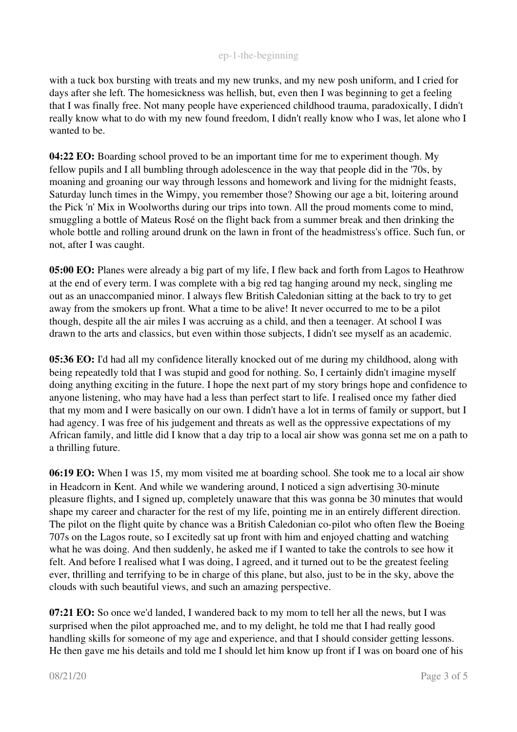with a tuck box bursting with treats and my new trunks, and my new posh uniform, and I cried for days after she left. The homesickness was hellish, but, even then I was beginning to get a feeling that I was finally free. Not many people have experienced childhood trauma, paradoxically, I didn't really know what to do with my new found freedom, I didn't really know who I was, let alone who I wanted to be.

**04:22 EO:** Boarding school proved to be an important time for me to experiment though. My fellow pupils and I all bumbling through adolescence in the way that people did in the '70s, by moaning and groaning our way through lessons and homework and living for the midnight feasts, Saturday lunch times in the Wimpy, you remember those? Showing our age a bit, loitering around the Pick 'n' Mix in Woolworths during our trips into town. All the proud moments come to mind, smuggling a bottle of Mateus Rosé on the flight back from a summer break and then drinking the whole bottle and rolling around drunk on the lawn in front of the headmistress's office. Such fun, or not, after I was caught.

**05:00 EO:** Planes were already a big part of my life, I flew back and forth from Lagos to Heathrow at the end of every term. I was complete with a big red tag hanging around my neck, singling me out as an unaccompanied minor. I always flew British Caledonian sitting at the back to try to get away from the smokers up front. What a time to be alive! It never occurred to me to be a pilot though, despite all the air miles I was accruing as a child, and then a teenager. At school I was drawn to the arts and classics, but even within those subjects, I didn't see myself as an academic.

**05:36 EO:** I'd had all my confidence literally knocked out of me during my childhood, along with being repeatedly told that I was stupid and good for nothing. So, I certainly didn't imagine myself doing anything exciting in the future. I hope the next part of my story brings hope and confidence to anyone listening, who may have had a less than perfect start to life. I realised once my father died that my mom and I were basically on our own. I didn't have a lot in terms of family or support, but I had agency. I was free of his judgement and threats as well as the oppressive expectations of my African family, and little did I know that a day trip to a local air show was gonna set me on a path to a thrilling future.

**06:19 EO:** When I was 15, my mom visited me at boarding school. She took me to a local air show in Headcorn in Kent. And while we wandering around, I noticed a sign advertising 30-minute pleasure flights, and I signed up, completely unaware that this was gonna be 30 minutes that would shape my career and character for the rest of my life, pointing me in an entirely different direction. The pilot on the flight quite by chance was a British Caledonian co-pilot who often flew the Boeing 707s on the Lagos route, so I excitedly sat up front with him and enjoyed chatting and watching what he was doing. And then suddenly, he asked me if I wanted to take the controls to see how it felt. And before I realised what I was doing, I agreed, and it turned out to be the greatest feeling ever, thrilling and terrifying to be in charge of this plane, but also, just to be in the sky, above the clouds with such beautiful views, and such an amazing perspective.

**07:21 EO:** So once we'd landed, I wandered back to my mom to tell her all the news, but I was surprised when the pilot approached me, and to my delight, he told me that I had really good handling skills for someone of my age and experience, and that I should consider getting lessons. He then gave me his details and told me I should let him know up front if I was on board one of his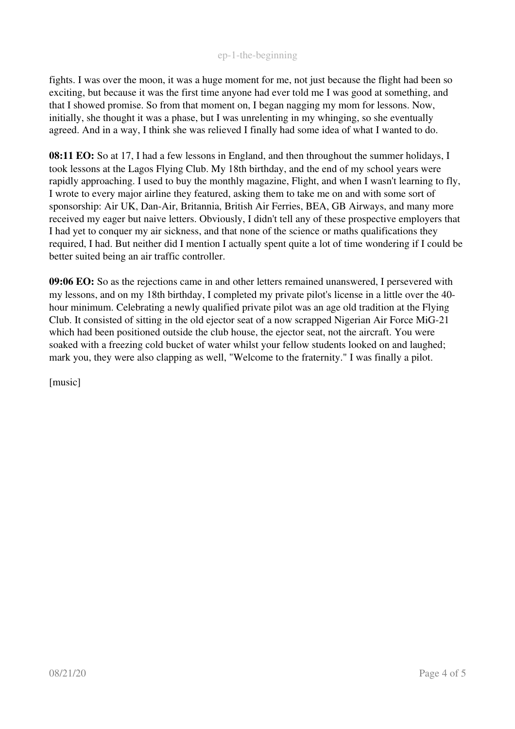fights. I was over the moon, it was a huge moment for me, not just because the flight had been so exciting, but because it was the first time anyone had ever told me I was good at something, and that I showed promise. So from that moment on, I began nagging my mom for lessons. Now, initially, she thought it was a phase, but I was unrelenting in my whinging, so she eventually agreed. And in a way, I think she was relieved I finally had some idea of what I wanted to do.

**08:11 EO:** So at 17, I had a few lessons in England, and then throughout the summer holidays, I took lessons at the Lagos Flying Club. My 18th birthday, and the end of my school years were rapidly approaching. I used to buy the monthly magazine, Flight, and when I wasn't learning to fly, I wrote to every major airline they featured, asking them to take me on and with some sort of sponsorship: Air UK, Dan-Air, Britannia, British Air Ferries, BEA, GB Airways, and many more received my eager but naive letters. Obviously, I didn't tell any of these prospective employers that I had yet to conquer my air sickness, and that none of the science or maths qualifications they required, I had. But neither did I mention I actually spent quite a lot of time wondering if I could be better suited being an air traffic controller.

**09:06 EO:** So as the rejections came in and other letters remained unanswered, I persevered with my lessons, and on my 18th birthday, I completed my private pilot's license in a little over the 40-hour minimum. Celebrating a newly qualified private pilot was an age old tradition at the Flying Club. It consisted of sitting in the old ejector seat of a now scrapped Nigerian Air Force MiG-21 which had been positioned outside the club house, the ejector seat, not the aircraft. You were soaked with a freezing cold bucket of water whilst your fellow students looked on and laughed; mark you, they were also clapping as well, "Welcome to the fraternity." I was finally a pilot.

[music]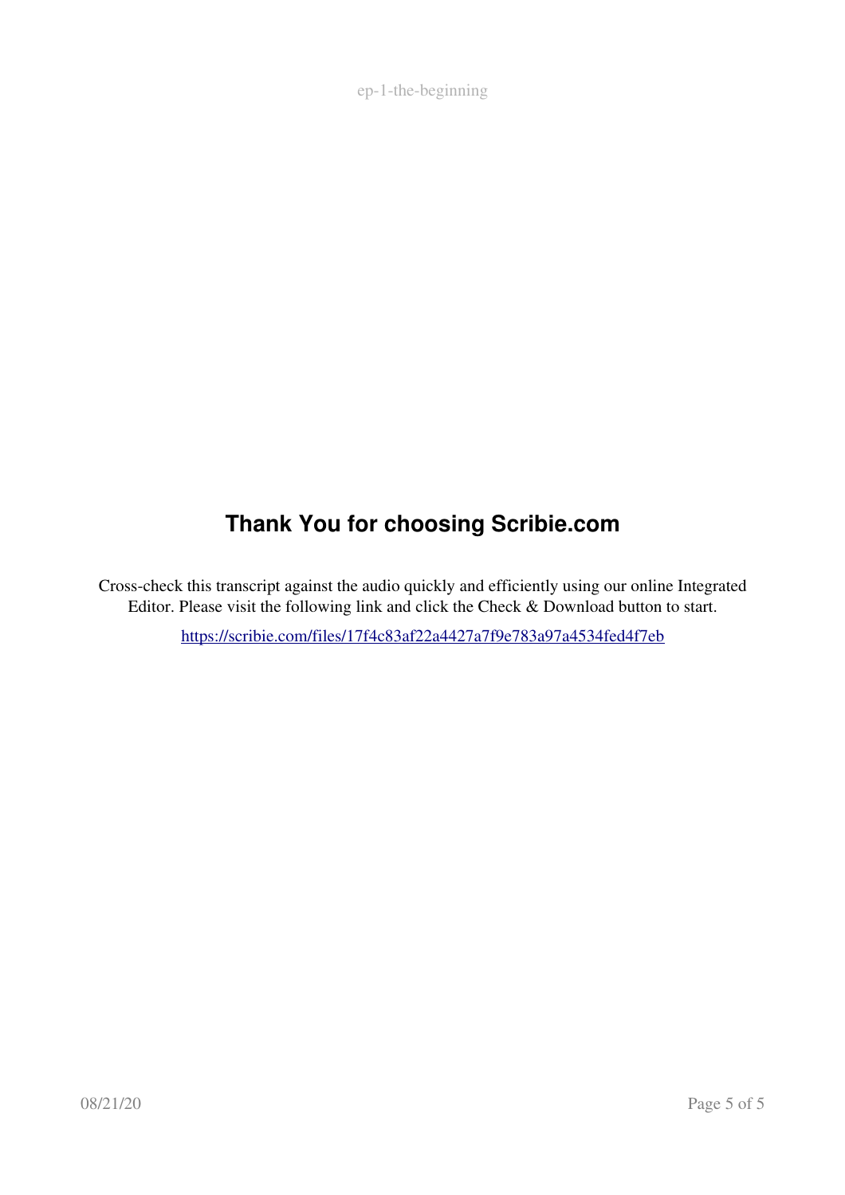## Thank You for choosing Scribie.com

Cross-check this transcript against the audio quickly and efficiently using our online Integrated Editor. Please visit the following link and click the Check & Download button to start.

https://scribie.com/files/17f4c83af22a4427a7f9e783a97a4534fed4f7eb